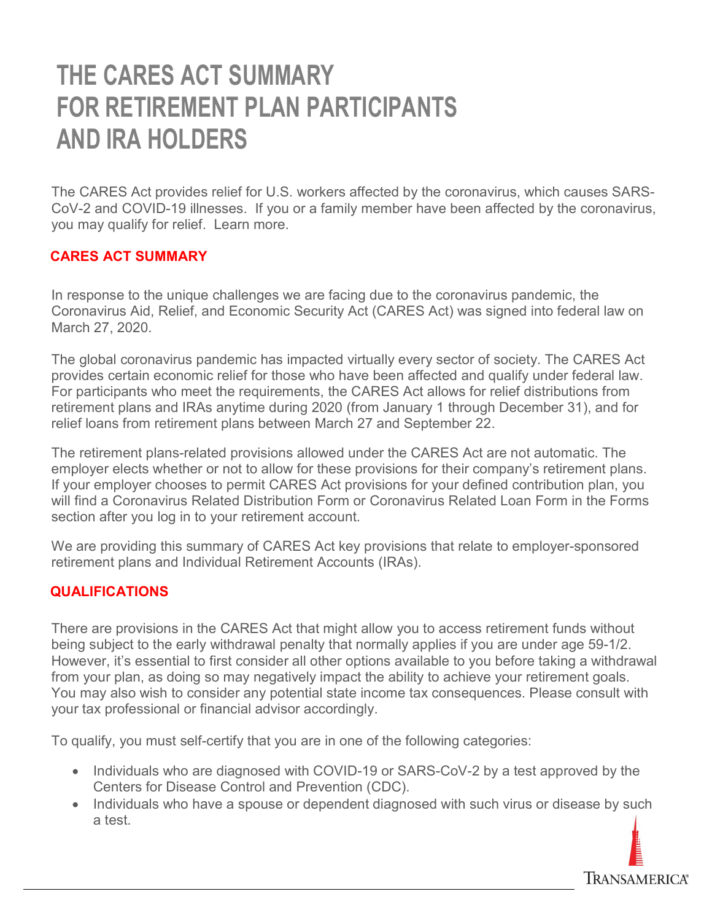# THE CARES ACT SUMMARY FOR RETIREMENT PLAN PARTICIPANTS AND IRA HOLDERS

The CARES Act provides relief for U.S. workers affected by the coronavirus, which causes SARS-CoV-2 and COVID-19 illnesses. If you or a family member have been affected by the coronavirus, you may qualify for relief. Learn more.

## CARES ACT SUMMARY

In response to the unique challenges we are facing due to the coronavirus pandemic, the Coronavirus Aid, Relief, and Economic Security Act (CARES Act) was signed into federal law on March 27, 2020.

The global coronavirus pandemic has impacted virtually every sector of society. The CARES Act provides certain economic relief for those who have been affected and qualify under federal law. For participants who meet the requirements, the CARES Act allows for relief distributions from retirement plans and IRAs anytime during 2020 (from January 1 through December 31), and for relief loans from retirement plans between March 27 and September 22.

The retirement plans-related provisions allowed under the CARES Act are not automatic. The employer elects whether or not to allow for these provisions for their company's retirement plans. If your employer chooses to permit CARES Act provisions for your defined contribution plan, you will find a Coronavirus Related Distribution Form or Coronavirus Related Loan Form in the Forms section after you log in to your retirement account.

We are providing this summary of CARES Act key provisions that relate to employer-sponsored retirement plans and Individual Retirement Accounts (IRAs).

## QUALIFICATIONS

There are provisions in the CARES Act that might allow you to access retirement funds without being subject to the early withdrawal penalty that normally applies if you are under age 59-1/2. However, it's essential to first consider all other options available to you before taking a withdrawal from your plan, as doing so may negatively impact the ability to achieve your retirement goals. You may also wish to consider any potential state income tax consequences. Please consult with your tax professional or financial advisor accordingly.

To qualify, you must self-certify that you are in one of the following categories:

- Individuals who are diagnosed with COVID-19 or SARS-CoV-2 by a test approved by the Centers for Disease Control and Prevention (CDC).
- Individuals who have a spouse or dependent diagnosed with such virus or disease by such a test.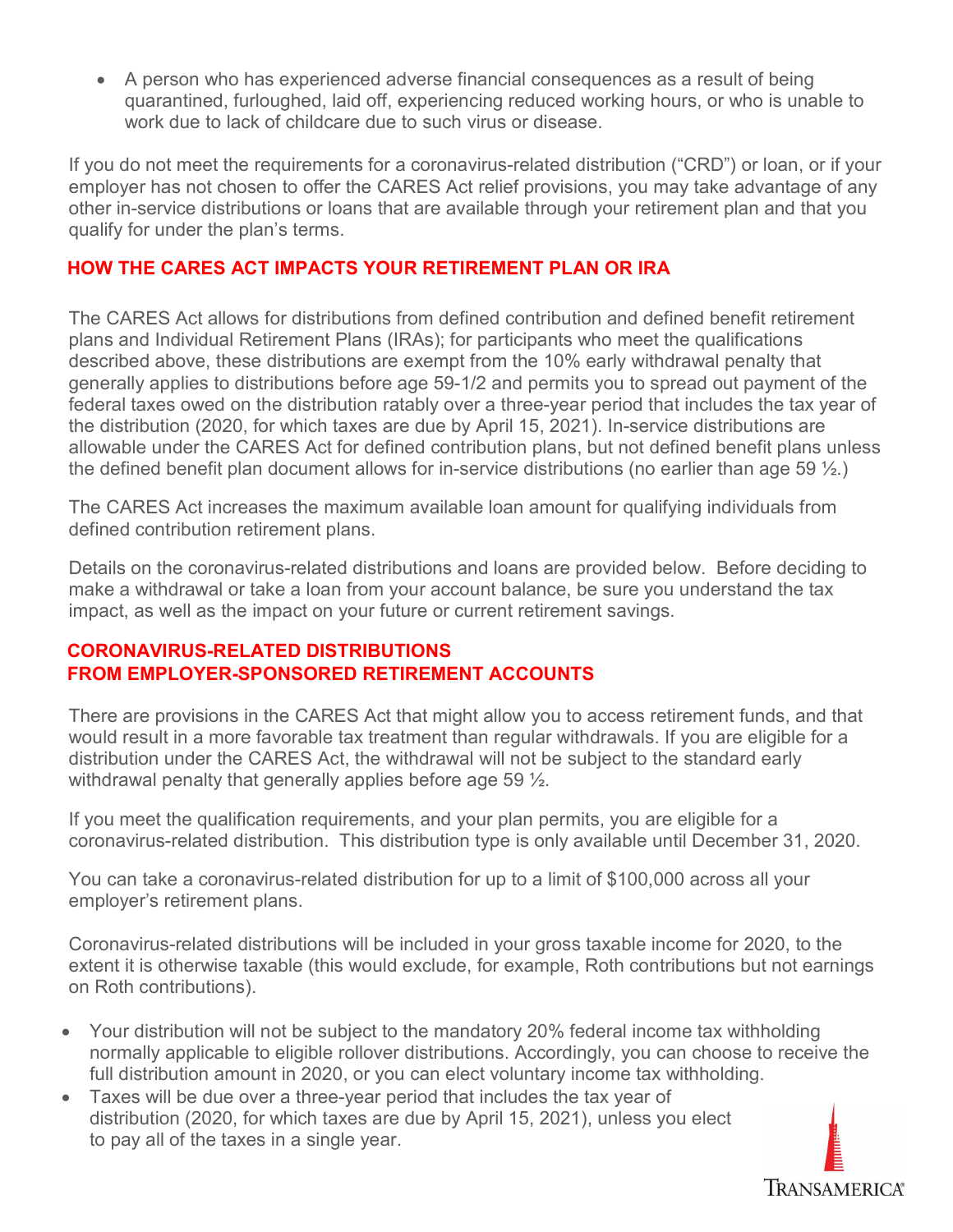- A person who has experienced adverse financial consequences as a result of being quarantined, furloughed, laid off, experiencing reduced working hours, or who is unable to work due to lack of childcare due to such virus or disease.

If you do not meet the requirements for a coronavirus-related distribution ("CRD") or loan, or if your employer has not chosen to offer the CARES Act relief provisions, you may take advantage of any other in-service distributions or loans that are available through your retirement plan and that you qualify for under the plan's terms.

## HOW THE CARES ACT IMPACTS YOUR RETIREMENT PLAN OR IRA

The CARES Act allows for distributions from defined contribution and defined benefit retirement plans and Individual Retirement Plans (IRAs); for participants who meet the qualifications described above, these distributions are exempt from the 10% early withdrawal penalty that generally applies to distributions before age 59-1/2 and permits you to spread out payment of the federal taxes owed on the distribution ratably over a three-year period that includes the tax year of the distribution (2020, for which taxes are due by April 15, 2021). In-service distributions are allowable under the CARES Act for defined contribution plans, but not defined benefit plans unless the defined benefit plan document allows for in-service distributions (no earlier than age 59 ½.)

The CARES Act increases the maximum available loan amount for qualifying individuals from defined contribution retirement plans.

Details on the coronavirus-related distributions and loans are provided below. Before deciding to make a withdrawal or take a loan from your account balance, be sure you understand the tax impact, as well as the impact on your future or current retirement savings.

## CORONAVIRUS-RELATED DISTRIBUTIONS FROM EMPLOYER-SPONSORED RETIREMENT ACCOUNTS

There are provisions in the CARES Act that might allow you to access retirement funds, and that would result in a more favorable tax treatment than regular withdrawals. If you are eligible for a distribution under the CARES Act, the withdrawal will not be subject to the standard early withdrawal penalty that generally applies before age 59 ½.

If you meet the qualification requirements, and your plan permits, you are eligible for a coronavirus-related distribution. This distribution type is only available until December 31, 2020.

You can take a coronavirus-related distribution for up to a limit of $100,000 across all your employer's retirement plans.

Coronavirus-related distributions will be included in your gross taxable income for 2020, to the extent it is otherwise taxable (this would exclude, for example, Roth contributions but not earnings on Roth contributions).

- Your distribution will not be subject to the mandatory 20% federal income tax withholding normally applicable to eligible rollover distributions. Accordingly, you can choose to receive the full distribution amount in 2020, or you can elect voluntary income tax withholding.
- Taxes will be due over a three-year period that includes the tax year of distribution (2020, for which taxes are due by April 15, 2021), unless you elect to pay all of the taxes in a single year.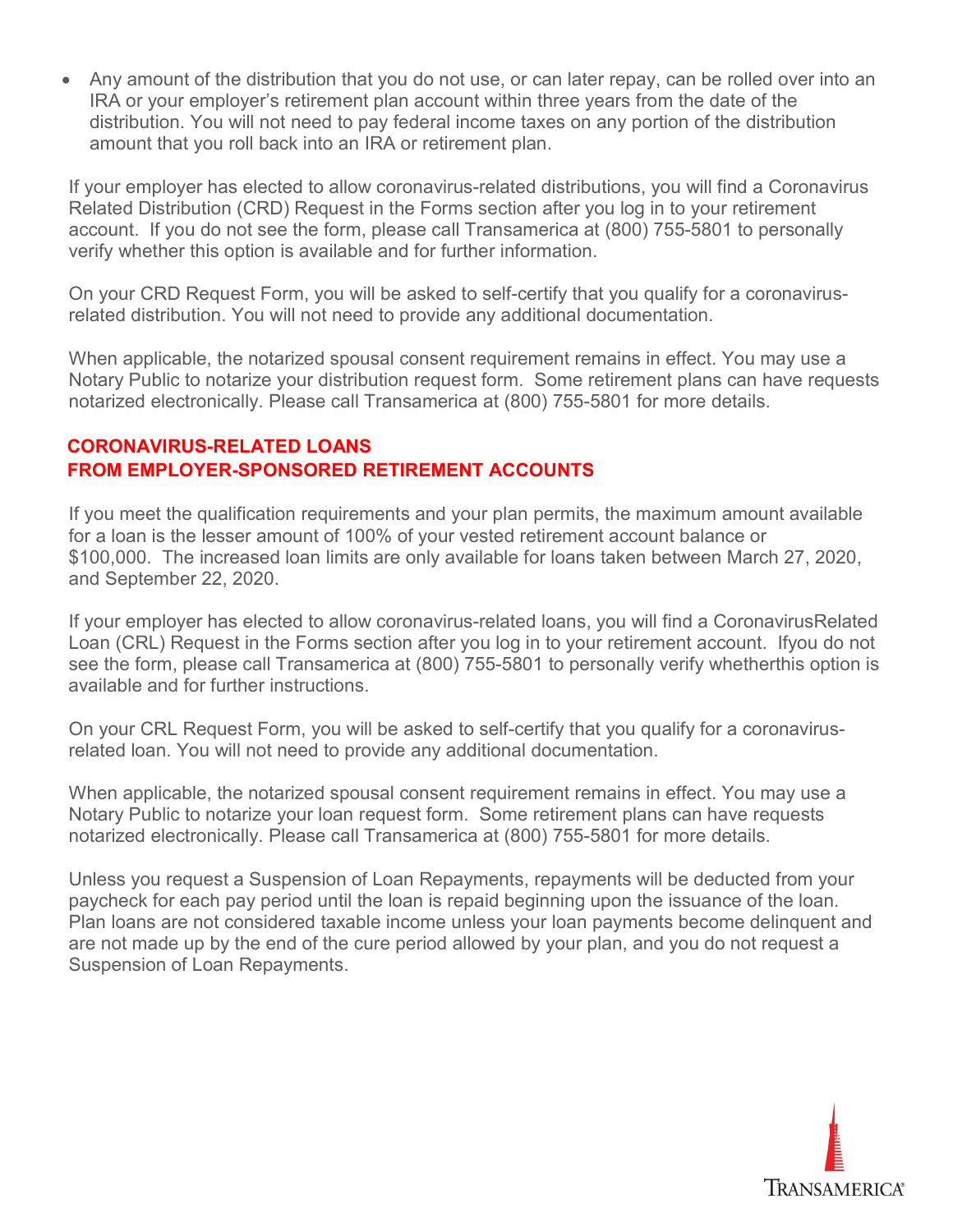- Any amount of the distribution that you do not use, or can later repay, can be rolled over into an IRA or your employer's retirement plan account within three years from the date of the distribution. You will not need to pay federal income taxes on any portion of the distribution amount that you roll back into an IRA or retirement plan.

If your employer has elected to allow coronavirus-related distributions, you will find a Coronavirus Related Distribution (CRD) Request in the Forms section after you log in to your retirement account. If you do not see the form, please call Transamerica at (800) 755-5801 to personally verify whether this option is available and for further information.

On your CRD Request Form, you will be asked to self-certify that you qualify for a coronavirus-related distribution. You will not need to provide any additional documentation.

When applicable, the notarized spousal consent requirement remains in effect. You may use a Notary Public to notarize your distribution request form. Some retirement plans can have requests notarized electronically. Please call Transamerica at (800) 755-5801 for more details.

## CORONAVIRUS-RELATED LOANS FROM EMPLOYER-SPONSORED RETIREMENT ACCOUNTS

If you meet the qualification requirements and your plan permits, the maximum amount available for a loan is the lesser amount of 100% of your vested retirement account balance or $100,000. The increased loan limits are only available for loans taken between March 27, 2020, and September 22, 2020.

If your employer has elected to allow coronavirus-related loans, you will find a CoronavirusRelated Loan (CRL) Request in the Forms section after you log in to your retirement account. Ifyou do not see the form, please call Transamerica at (800) 755-5801 to personally verify whetherthis option is available and for further instructions.

On your CRL Request Form, you will be asked to self-certify that you qualify for a coronavirus-related loan. You will not need to provide any additional documentation.

When applicable, the notarized spousal consent requirement remains in effect. You may use a Notary Public to notarize your loan request form. Some retirement plans can have requests notarized electronically. Please call Transamerica at (800) 755-5801 for more details.

Unless you request a Suspension of Loan Repayments, repayments will be deducted from your paycheck for each pay period until the loan is repaid beginning upon the issuance of the loan. Plan loans are not considered taxable income unless your loan payments become delinquent and are not made up by the end of the cure period allowed by your plan, and you do not request a Suspension of Loan Repayments.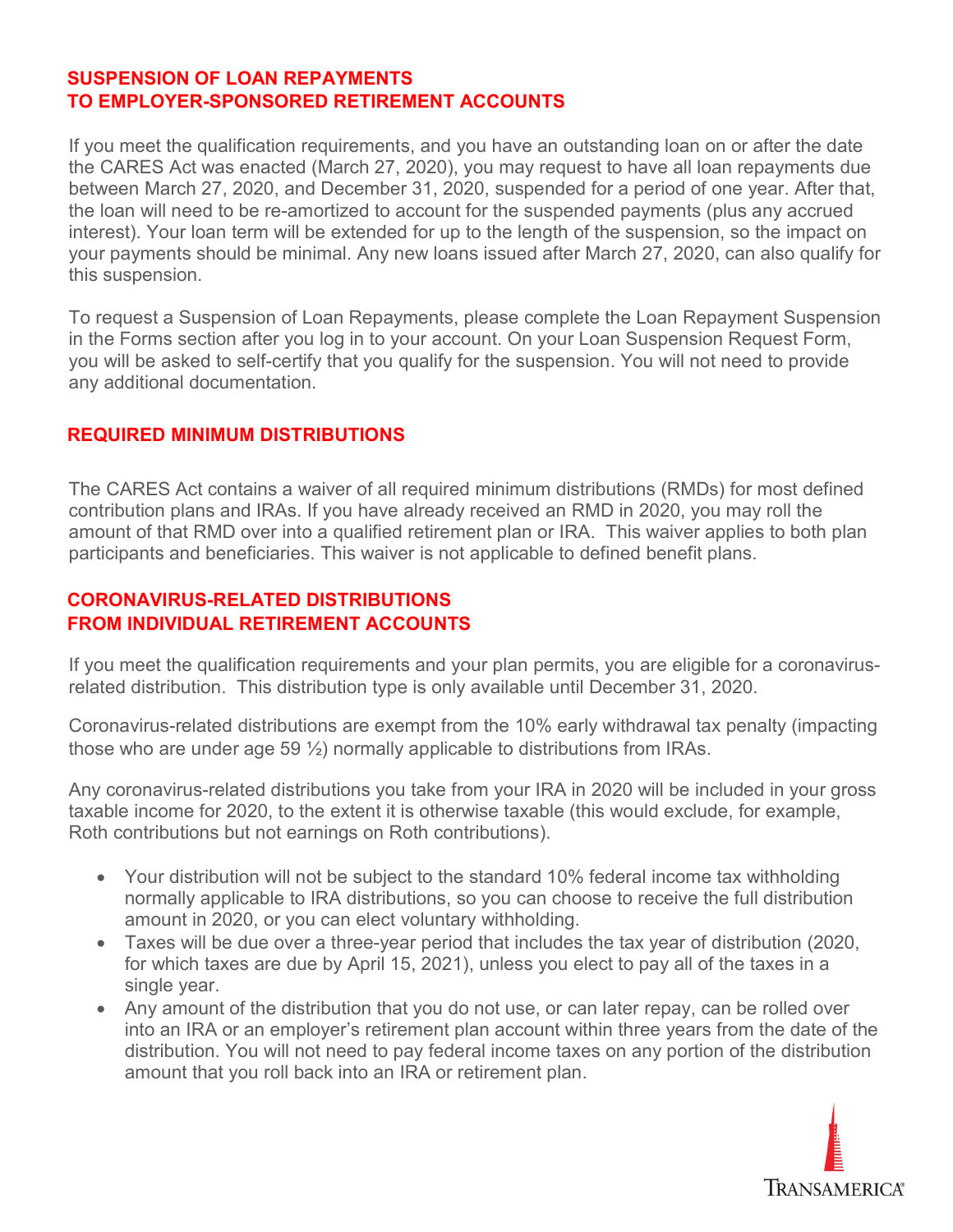## SUSPENSION OF LOAN REPAYMENTS TO EMPLOYER-SPONSORED RETIREMENT ACCOUNTS

If you meet the qualification requirements, and you have an outstanding loan on or after the date the CARES Act was enacted (March 27, 2020), you may request to have all loan repayments due between March 27, 2020, and December 31, 2020, suspended for a period of one year. After that, the loan will need to be re-amortized to account for the suspended payments (plus any accrued interest). Your loan term will be extended for up to the length of the suspension, so the impact on your payments should be minimal. Any new loans issued after March 27, 2020, can also qualify for this suspension.

To request a Suspension of Loan Repayments, please complete the Loan Repayment Suspension in the Forms section after you log in to your account. On your Loan Suspension Request Form, you will be asked to self-certify that you qualify for the suspension. You will not need to provide any additional documentation.

## REQUIRED MINIMUM DISTRIBUTIONS

The CARES Act contains a waiver of all required minimum distributions (RMDs) for most defined contribution plans and IRAs. If you have already received an RMD in 2020, you may roll the amount of that RMD over into a qualified retirement plan or IRA. This waiver applies to both plan participants and beneficiaries. This waiver is not applicable to defined benefit plans.

## CORONAVIRUS-RELATED DISTRIBUTIONS FROM INDIVIDUAL RETIREMENT ACCOUNTS

If you meet the qualification requirements and your plan permits, you are eligible for a coronavirus-related distribution. This distribution type is only available until December 31, 2020.

Coronavirus-related distributions are exempt from the 10% early withdrawal tax penalty (impacting those who are under age 59 ½) normally applicable to distributions from IRAs.

Any coronavirus-related distributions you take from your IRA in 2020 will be included in your gross taxable income for 2020, to the extent it is otherwise taxable (this would exclude, for example, Roth contributions but not earnings on Roth contributions).

- Your distribution will not be subject to the standard 10% federal income tax withholding normally applicable to IRA distributions, so you can choose to receive the full distribution amount in 2020, or you can elect voluntary withholding.
- Taxes will be due over a three-year period that includes the tax year of distribution (2020, for which taxes are due by April 15, 2021), unless you elect to pay all of the taxes in a single year.
- Any amount of the distribution that you do not use, or can later repay, can be rolled over into an IRA or an employer's retirement plan account within three years from the date of the distribution. You will not need to pay federal income taxes on any portion of the distribution amount that you roll back into an IRA or retirement plan.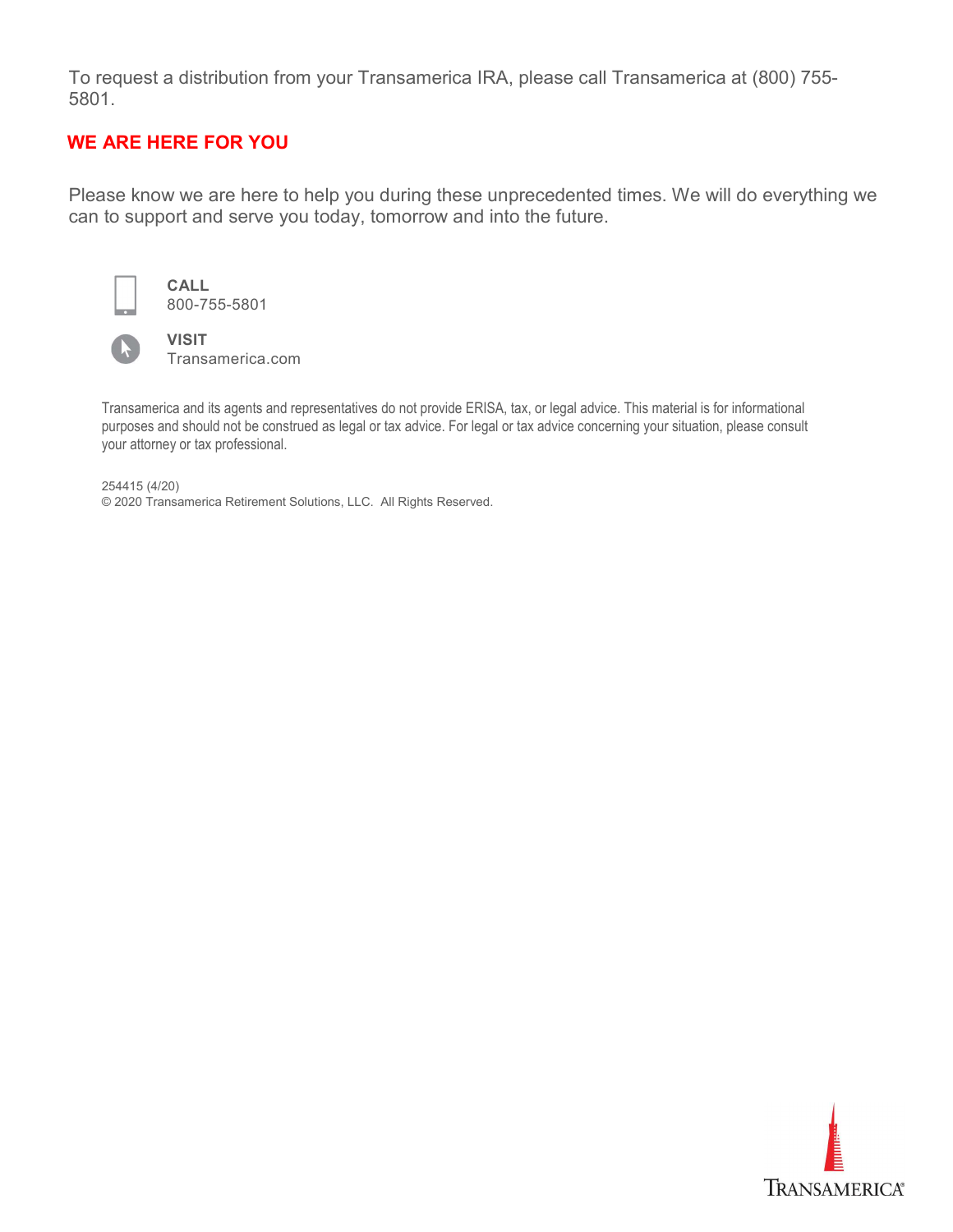To request a distribution from your Transamerica IRA, please call Transamerica at (800) 755-5801.

## WE ARE HERE FOR YOU

Please know we are here to help you during these unprecedented times. We will do everything we can to support and serve you today, tomorrow and into the future.

**CALL**
800-755-5801

**VISIT**
Transamerica.com

Transamerica and its agents and representatives do not provide ERISA, tax, or legal advice. This material is for informational purposes and should not be construed as legal or tax advice. For legal or tax advice concerning your situation, please consult your attorney or tax professional.

254415 (4/20)
© 2020 Transamerica Retirement Solutions, LLC. All Rights Reserved.

TRANSAMERICA®